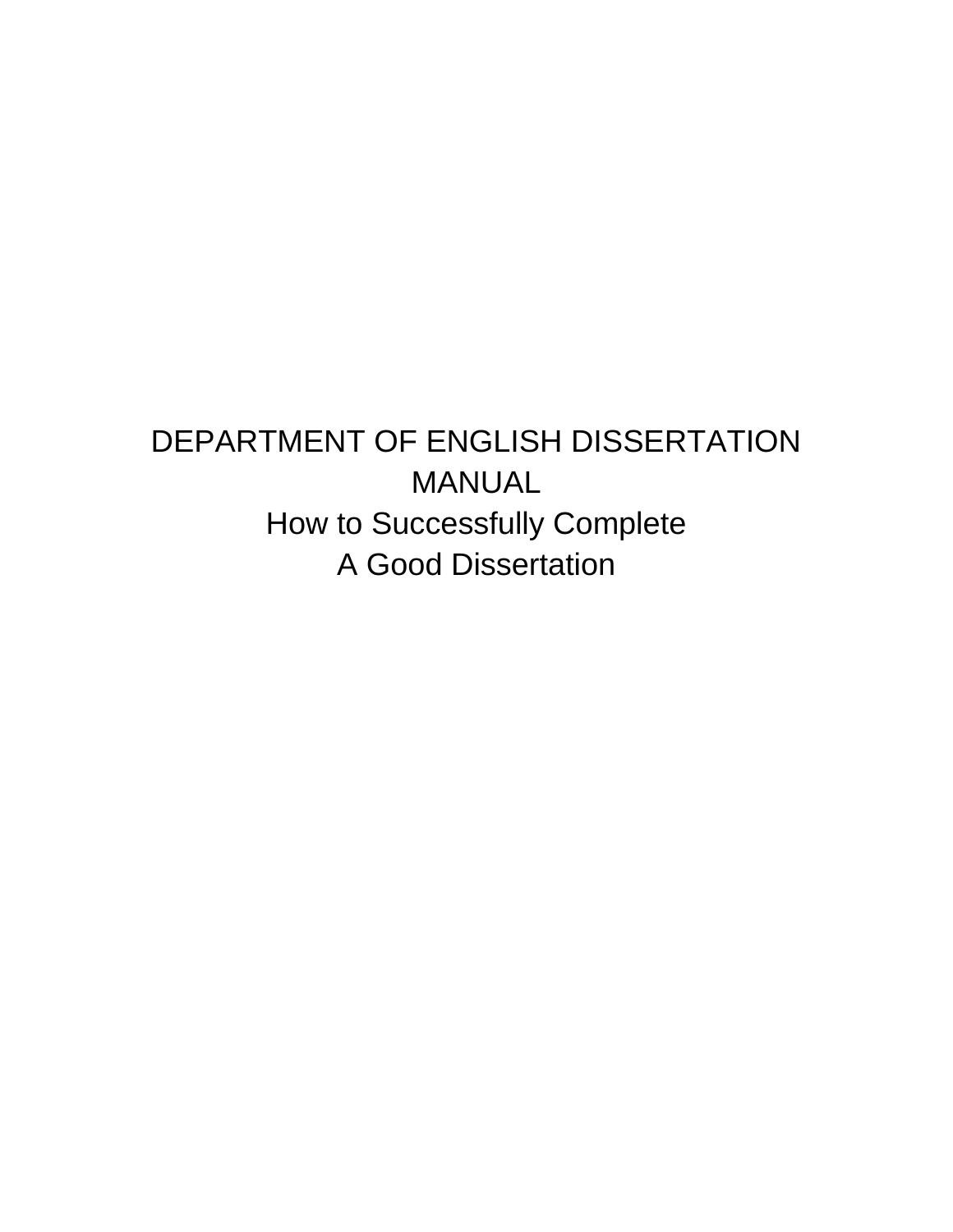# DEPARTMENT OF ENGLISH DISSERTATION MANUAL

## How to Successfully Complete A Good Dissertation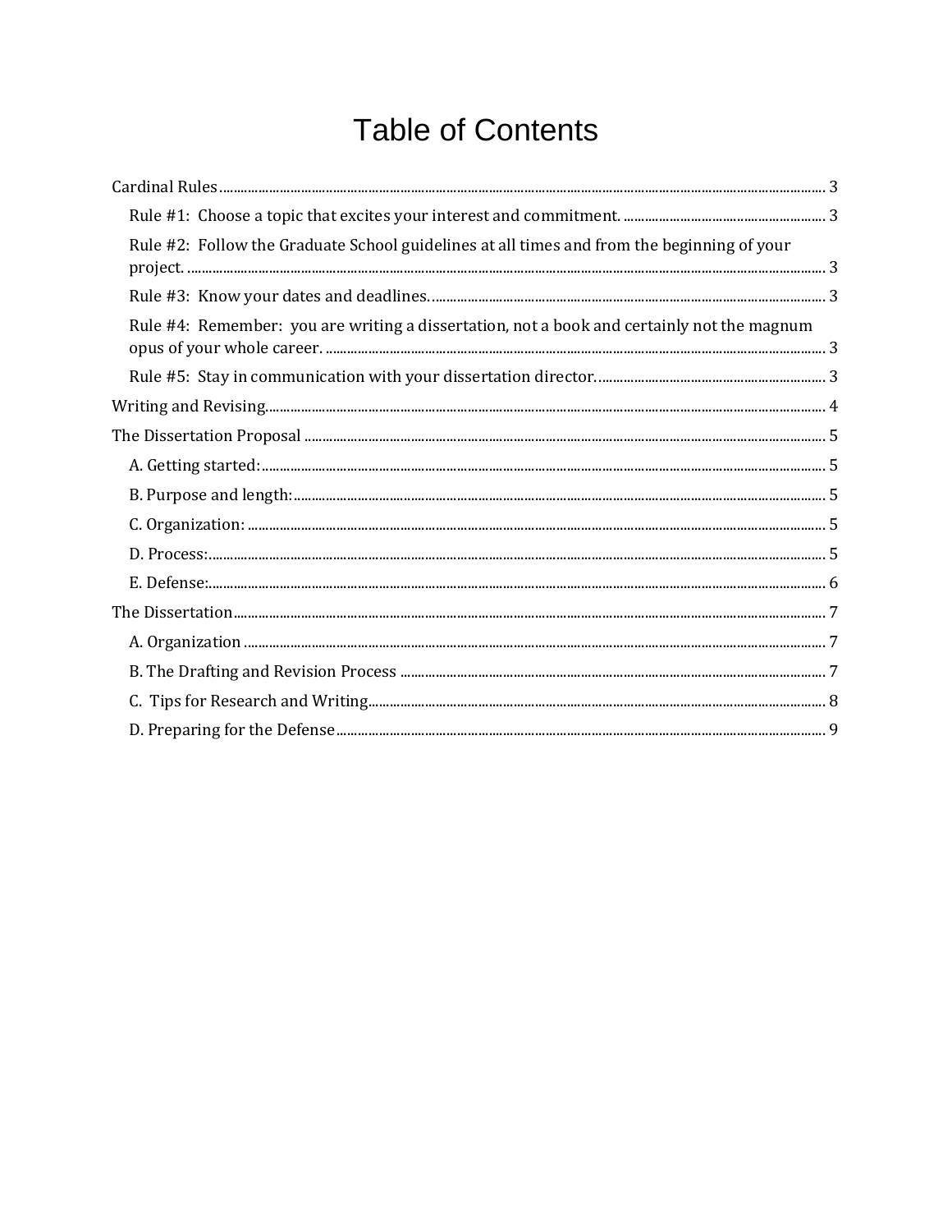# Table of Contents

Cardinal Rules ... 3

- Rule #1: Choose a topic that excites your interest and commitment. ... 3
- Rule #2: Follow the Graduate School guidelines at all times and from the beginning of your project. ... 3
- Rule #3: Know your dates and deadlines. ... 3
- Rule #4: Remember: you are writing a dissertation, not a book and certainly not the magnum opus of your whole career. ... 3
- Rule #5: Stay in communication with your dissertation director. ... 3

Writing and Revising ... 4

The Dissertation Proposal ... 5

- A. Getting started: ... 5
- B. Purpose and length: ... 5
- C. Organization: ... 5
- D. Process: ... 5
- E. Defense: ... 6

The Dissertation ... 7

- A. Organization ... 7
- B. The Drafting and Revision Process ... 7
- C. Tips for Research and Writing ... 8
- D. Preparing for the Defense ... 9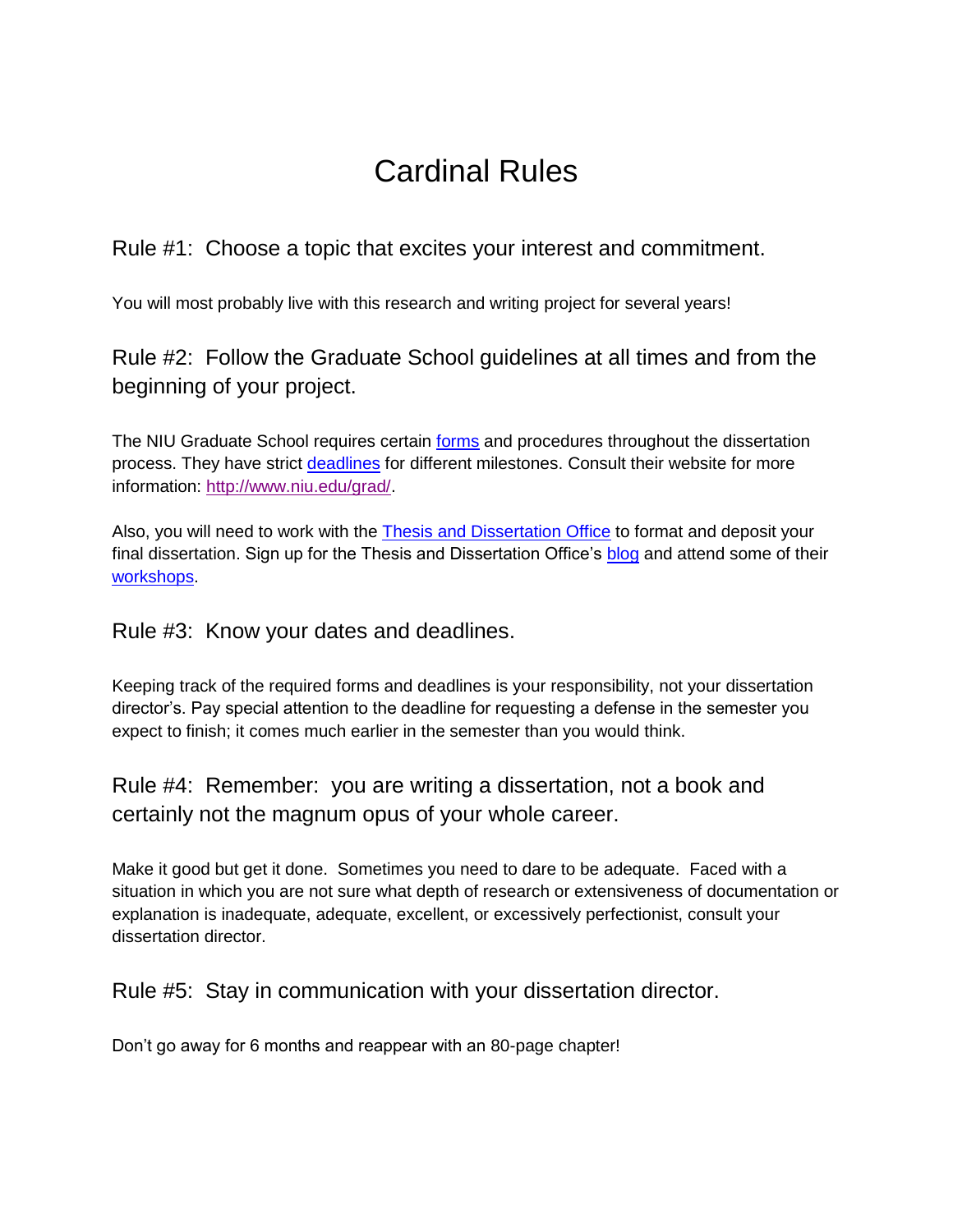# Cardinal Rules

## Rule #1: Choose a topic that excites your interest and commitment.

You will most probably live with this research and writing project for several years!

## Rule #2: Follow the Graduate School guidelines at all times and from the beginning of your project.

The NIU Graduate School requires certain forms and procedures throughout the dissertation process. They have strict deadlines for different milestones. Consult their website for more information: http://www.niu.edu/grad/.

Also, you will need to work with the Thesis and Dissertation Office to format and deposit your final dissertation. Sign up for the Thesis and Dissertation Office's blog and attend some of their workshops.

## Rule #3: Know your dates and deadlines.

Keeping track of the required forms and deadlines is your responsibility, not your dissertation director's. Pay special attention to the deadline for requesting a defense in the semester you expect to finish; it comes much earlier in the semester than you would think.

## Rule #4: Remember: you are writing a dissertation, not a book and certainly not the magnum opus of your whole career.

Make it good but get it done. Sometimes you need to dare to be adequate. Faced with a situation in which you are not sure what depth of research or extensiveness of documentation or explanation is inadequate, adequate, excellent, or excessively perfectionist, consult your dissertation director.

## Rule #5: Stay in communication with your dissertation director.

Don't go away for 6 months and reappear with an 80-page chapter!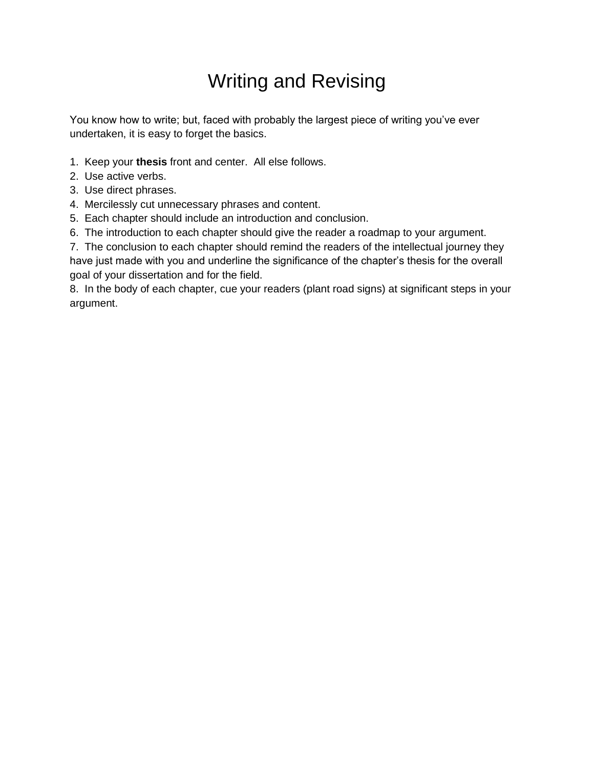# Writing and Revising

You know how to write; but, faced with probably the largest piece of writing you've ever undertaken, it is easy to forget the basics.

1. Keep your **thesis** front and center. All else follows.
2. Use active verbs.
3. Use direct phrases.
4. Mercilessly cut unnecessary phrases and content.
5. Each chapter should include an introduction and conclusion.
6. The introduction to each chapter should give the reader a roadmap to your argument.
7. The conclusion to each chapter should remind the readers of the intellectual journey they have just made with you and underline the significance of the chapter's thesis for the overall goal of your dissertation and for the field.
8. In the body of each chapter, cue your readers (plant road signs) at significant steps in your argument.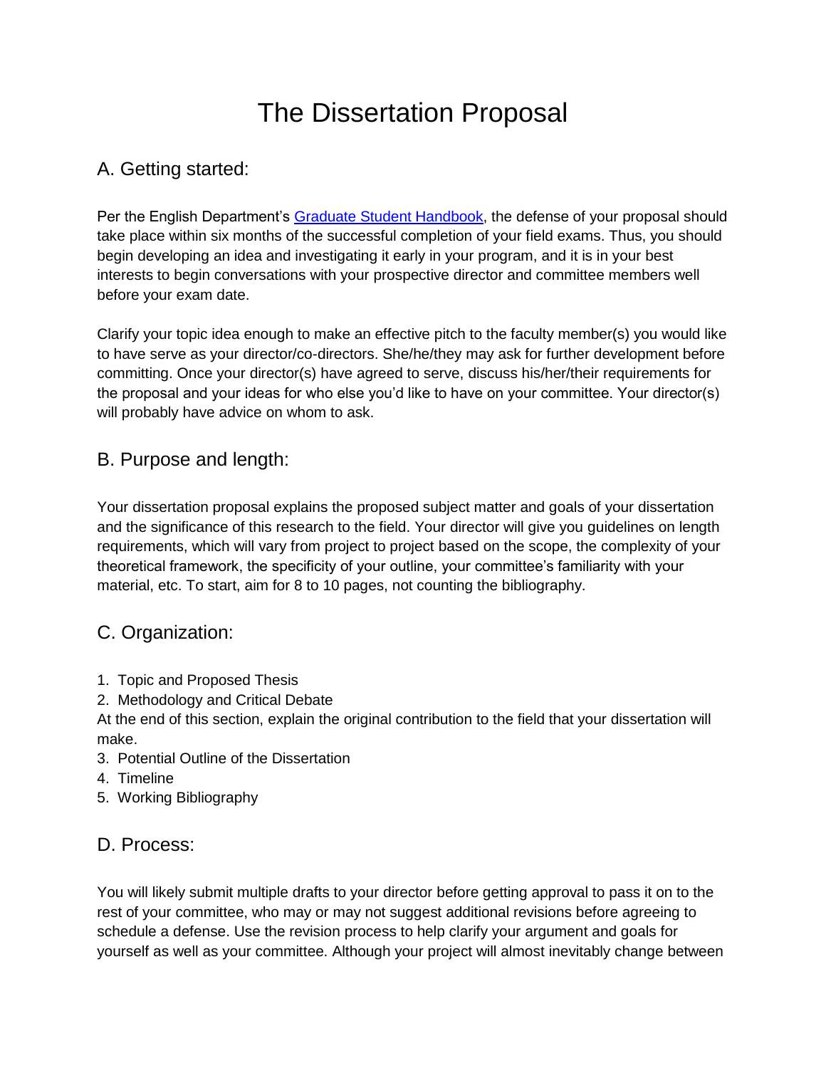# The Dissertation Proposal

## A. Getting started:

Per the English Department's Graduate Student Handbook, the defense of your proposal should take place within six months of the successful completion of your field exams. Thus, you should begin developing an idea and investigating it early in your program, and it is in your best interests to begin conversations with your prospective director and committee members well before your exam date.

Clarify your topic idea enough to make an effective pitch to the faculty member(s) you would like to have serve as your director/co-directors. She/he/they may ask for further development before committing. Once your director(s) have agreed to serve, discuss his/her/their requirements for the proposal and your ideas for who else you'd like to have on your committee. Your director(s) will probably have advice on whom to ask.

## B. Purpose and length:

Your dissertation proposal explains the proposed subject matter and goals of your dissertation and the significance of this research to the field. Your director will give you guidelines on length requirements, which will vary from project to project based on the scope, the complexity of your theoretical framework, the specificity of your outline, your committee's familiarity with your material, etc. To start, aim for 8 to 10 pages, not counting the bibliography.

## C. Organization:

1. Topic and Proposed Thesis
2. Methodology and Critical Debate

At the end of this section, explain the original contribution to the field that your dissertation will make.

3. Potential Outline of the Dissertation
4. Timeline
5. Working Bibliography

## D. Process:

You will likely submit multiple drafts to your director before getting approval to pass it on to the rest of your committee, who may or may not suggest additional revisions before agreeing to schedule a defense. Use the revision process to help clarify your argument and goals for yourself as well as your committee. Although your project will almost inevitably change between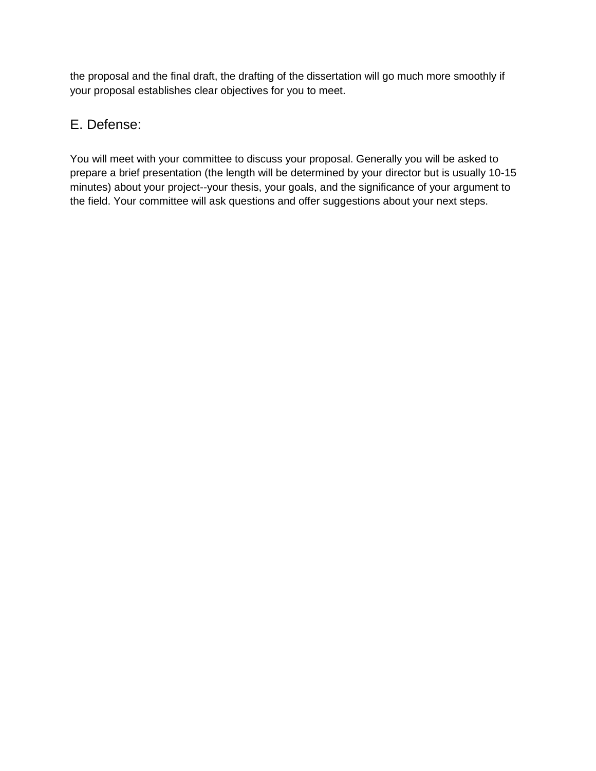the proposal and the final draft, the drafting of the dissertation will go much more smoothly if your proposal establishes clear objectives for you to meet.

## E. Defense:

You will meet with your committee to discuss your proposal. Generally you will be asked to prepare a brief presentation (the length will be determined by your director but is usually 10-15 minutes) about your project--your thesis, your goals, and the significance of your argument to the field. Your committee will ask questions and offer suggestions about your next steps.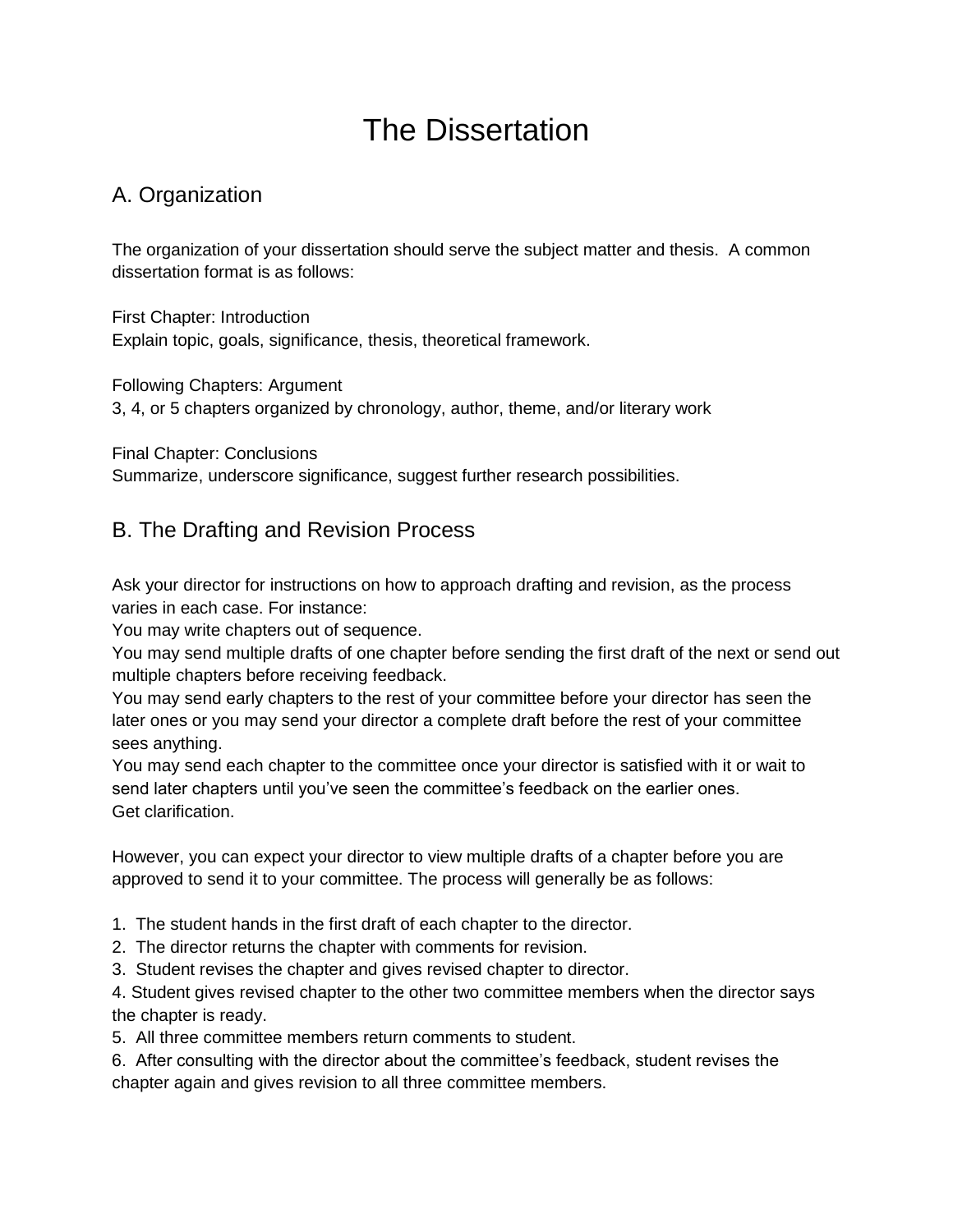# The Dissertation

## A. Organization

The organization of your dissertation should serve the subject matter and thesis. A common dissertation format is as follows:

First Chapter: Introduction
Explain topic, goals, significance, thesis, theoretical framework.

Following Chapters: Argument
3, 4, or 5 chapters organized by chronology, author, theme, and/or literary work

Final Chapter: Conclusions
Summarize, underscore significance, suggest further research possibilities.

## B. The Drafting and Revision Process

Ask your director for instructions on how to approach drafting and revision, as the process varies in each case. For instance:

You may write chapters out of sequence.

You may send multiple drafts of one chapter before sending the first draft of the next or send out multiple chapters before receiving feedback.

You may send early chapters to the rest of your committee before your director has seen the later ones or you may send your director a complete draft before the rest of your committee sees anything.

You may send each chapter to the committee once your director is satisfied with it or wait to send later chapters until you've seen the committee's feedback on the earlier ones.

Get clarification.

However, you can expect your director to view multiple drafts of a chapter before you are approved to send it to your committee. The process will generally be as follows:

1. The student hands in the first draft of each chapter to the director.
2. The director returns the chapter with comments for revision.
3. Student revises the chapter and gives revised chapter to director.
4. Student gives revised chapter to the other two committee members when the director says the chapter is ready.
5. All three committee members return comments to student.
6. After consulting with the director about the committee's feedback, student revises the chapter again and gives revision to all three committee members.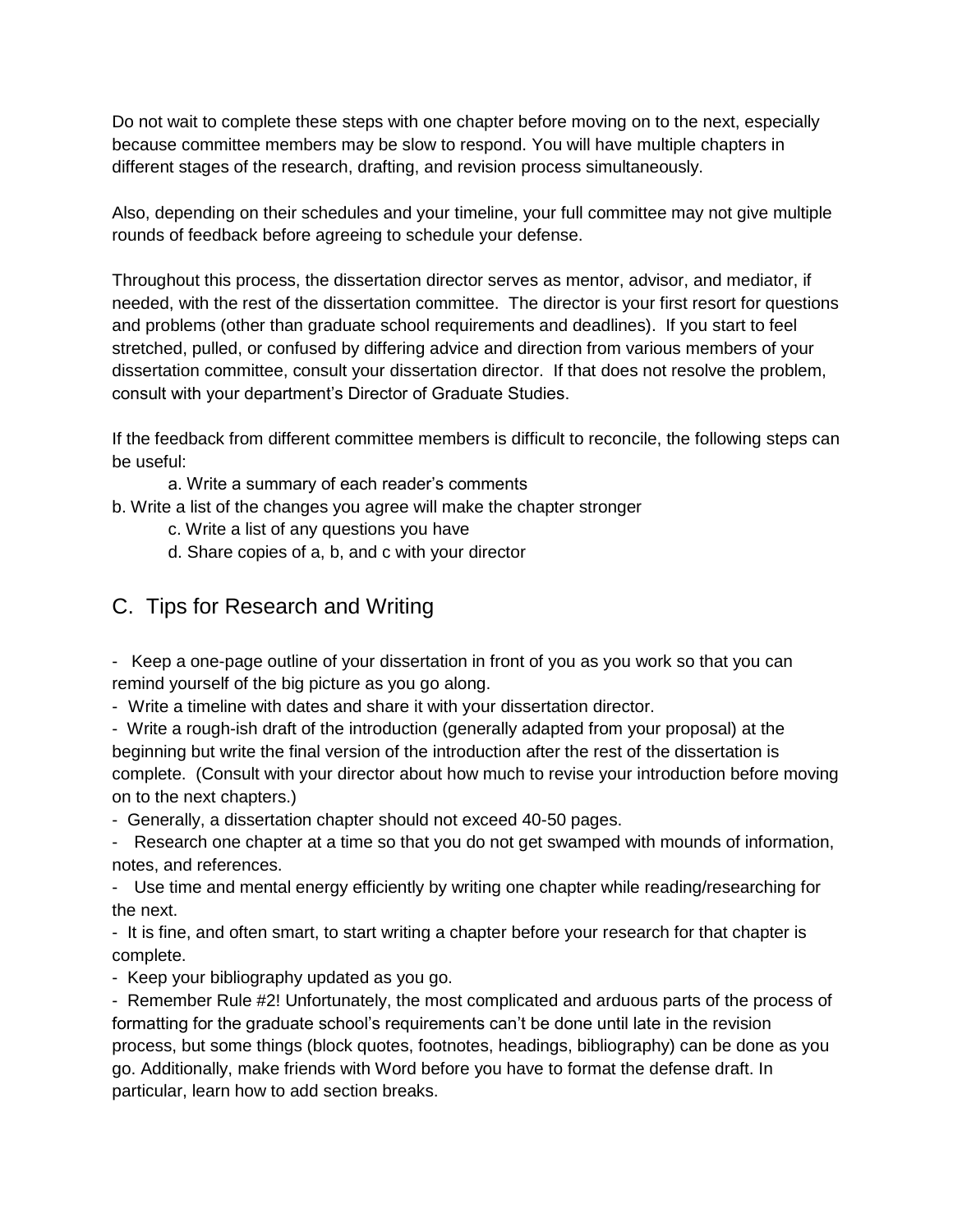Do not wait to complete these steps with one chapter before moving on to the next, especially because committee members may be slow to respond. You will have multiple chapters in different stages of the research, drafting, and revision process simultaneously.

Also, depending on their schedules and your timeline, your full committee may not give multiple rounds of feedback before agreeing to schedule your defense.

Throughout this process, the dissertation director serves as mentor, advisor, and mediator, if needed, with the rest of the dissertation committee. The director is your first resort for questions and problems (other than graduate school requirements and deadlines). If you start to feel stretched, pulled, or confused by differing advice and direction from various members of your dissertation committee, consult your dissertation director. If that does not resolve the problem, consult with your department's Director of Graduate Studies.

If the feedback from different committee members is difficult to reconcile, the following steps can be useful:

a. Write a summary of each reader's comments
b. Write a list of the changes you agree will make the chapter stronger
c. Write a list of any questions you have
d. Share copies of a, b, and c with your director

## C. Tips for Research and Writing

- Keep a one-page outline of your dissertation in front of you as you work so that you can remind yourself of the big picture as you go along.
- Write a timeline with dates and share it with your dissertation director.
- Write a rough-ish draft of the introduction (generally adapted from your proposal) at the beginning but write the final version of the introduction after the rest of the dissertation is complete. (Consult with your director about how much to revise your introduction before moving on to the next chapters.)
- Generally, a dissertation chapter should not exceed 40-50 pages.
- Research one chapter at a time so that you do not get swamped with mounds of information, notes, and references.
- Use time and mental energy efficiently by writing one chapter while reading/researching for the next.
- It is fine, and often smart, to start writing a chapter before your research for that chapter is complete.
- Keep your bibliography updated as you go.
- Remember Rule #2! Unfortunately, the most complicated and arduous parts of the process of formatting for the graduate school's requirements can't be done until late in the revision process, but some things (block quotes, footnotes, headings, bibliography) can be done as you go. Additionally, make friends with Word before you have to format the defense draft. In particular, learn how to add section breaks.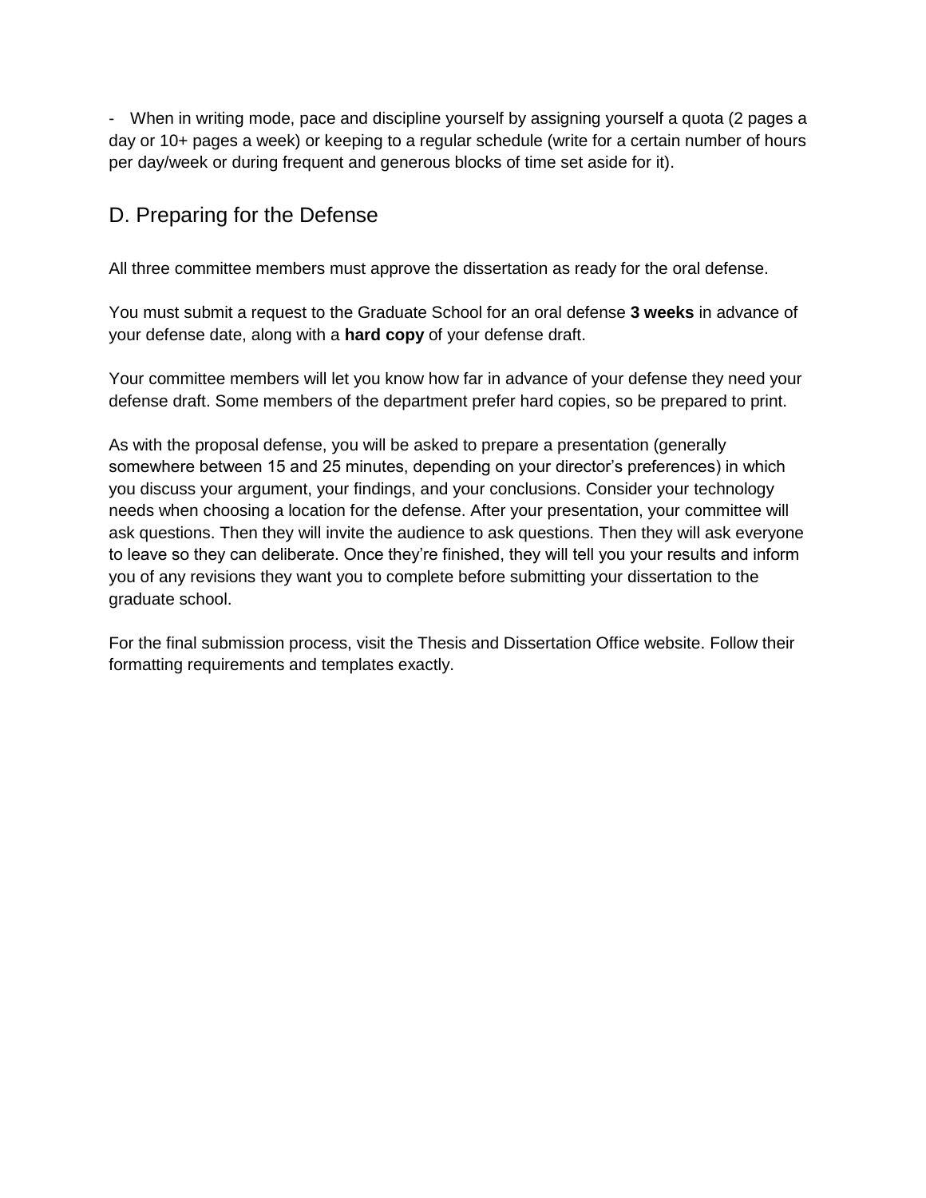- When in writing mode, pace and discipline yourself by assigning yourself a quota (2 pages a day or 10+ pages a week) or keeping to a regular schedule (write for a certain number of hours per day/week or during frequent and generous blocks of time set aside for it).

## D. Preparing for the Defense

All three committee members must approve the dissertation as ready for the oral defense.

You must submit a request to the Graduate School for an oral defense **3 weeks** in advance of your defense date, along with a **hard copy** of your defense draft.

Your committee members will let you know how far in advance of your defense they need your defense draft. Some members of the department prefer hard copies, so be prepared to print.

As with the proposal defense, you will be asked to prepare a presentation (generally somewhere between 15 and 25 minutes, depending on your director's preferences) in which you discuss your argument, your findings, and your conclusions. Consider your technology needs when choosing a location for the defense. After your presentation, your committee will ask questions. Then they will invite the audience to ask questions. Then they will ask everyone to leave so they can deliberate. Once they're finished, they will tell you your results and inform you of any revisions they want you to complete before submitting your dissertation to the graduate school.

For the final submission process, visit the Thesis and Dissertation Office website. Follow their formatting requirements and templates exactly.